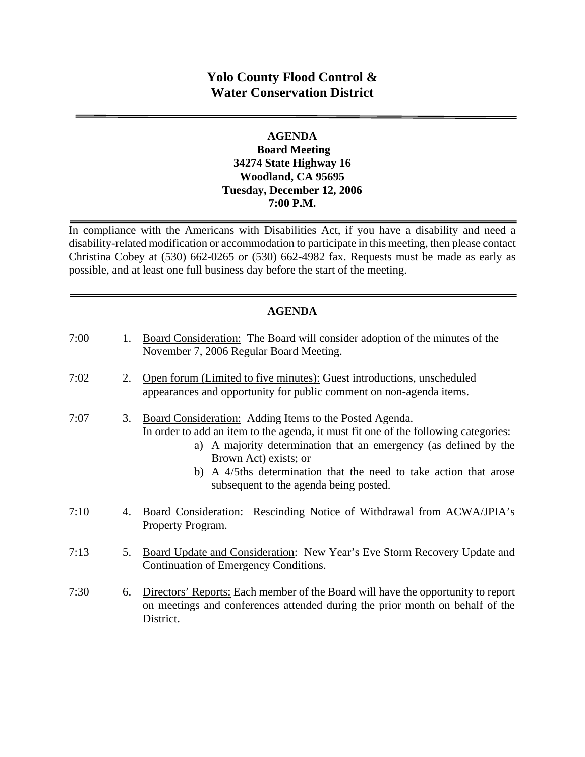# Yolo County Flood Control & Water Conservation District

## AGENDA

**Board Meeting**
**34274 State Highway 16**
**Woodland, CA 95695**
**Tuesday, December 12, 2006**
**7:00 P.M.**

In compliance with the Americans with Disabilities Act, if you have a disability and need a disability-related modification or accommodation to participate in this meeting, then please contact Christina Cobey at (530) 662-0265 or (530) 662-4982 fax. Requests must be made as early as possible, and at least one full business day before the start of the meeting.

## AGENDA

7:00 1. Board Consideration: The Board will consider adoption of the minutes of the November 7, 2006 Regular Board Meeting.

7:02 2. Open forum (Limited to five minutes): Guest introductions, unscheduled appearances and opportunity for public comment on non-agenda items.

7:07 3. Board Consideration: Adding Items to the Posted Agenda.
In order to add an item to the agenda, it must fit one of the following categories:

a) A majority determination that an emergency (as defined by the Brown Act) exists; or
b) A 4/5ths determination that the need to take action that arose subsequent to the agenda being posted.

7:10 4. Board Consideration: Rescinding Notice of Withdrawal from ACWA/JPIA's Property Program.

7:13 5. Board Update and Consideration: New Year's Eve Storm Recovery Update and Continuation of Emergency Conditions.

7:30 6. Directors' Reports: Each member of the Board will have the opportunity to report on meetings and conferences attended during the prior month on behalf of the District.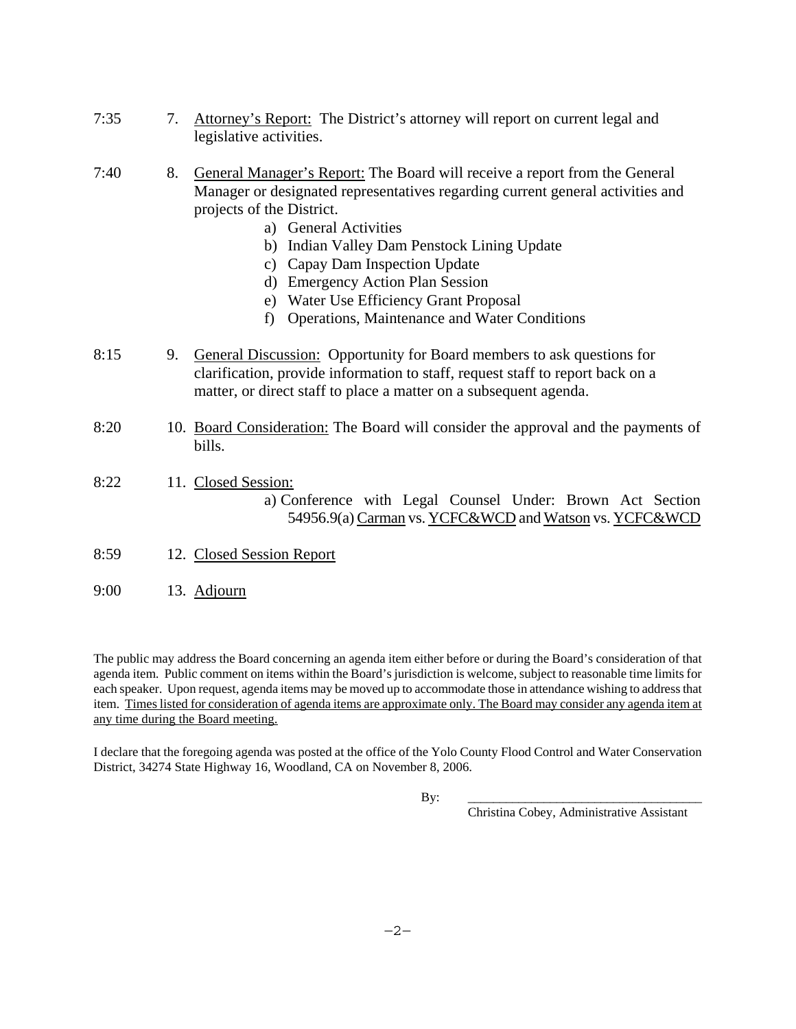7:35 7. Attorney's Report: The District's attorney will report on current legal and legislative activities.

7:40 8. General Manager's Report: The Board will receive a report from the General Manager or designated representatives regarding current general activities and projects of the District.

- a) General Activities
- b) Indian Valley Dam Penstock Lining Update
- c) Capay Dam Inspection Update
- d) Emergency Action Plan Session
- e) Water Use Efficiency Grant Proposal
- f) Operations, Maintenance and Water Conditions

8:15 9. General Discussion: Opportunity for Board members to ask questions for clarification, provide information to staff, request staff to report back on a matter, or direct staff to place a matter on a subsequent agenda.

8:20 10. Board Consideration: The Board will consider the approval and the payments of bills.

8:22 11. Closed Session:

- a) Conference with Legal Counsel Under: Brown Act Section 54956.9(a) Carman vs. YCFC&WCD and Watson vs. YCFC&WCD

8:59 12. Closed Session Report

9:00 13. Adjourn

The public may address the Board concerning an agenda item either before or during the Board's consideration of that agenda item. Public comment on items within the Board's jurisdiction is welcome, subject to reasonable time limits for each speaker. Upon request, agenda items may be moved up to accommodate those in attendance wishing to address that item. Times listed for consideration of agenda items are approximate only. The Board may consider any agenda item at any time during the Board meeting.

I declare that the foregoing agenda was posted at the office of the Yolo County Flood Control and Water Conservation District, 34274 State Highway 16, Woodland, CA on November 8, 2006.

By: ______________________________

Christina Cobey, Administrative Assistant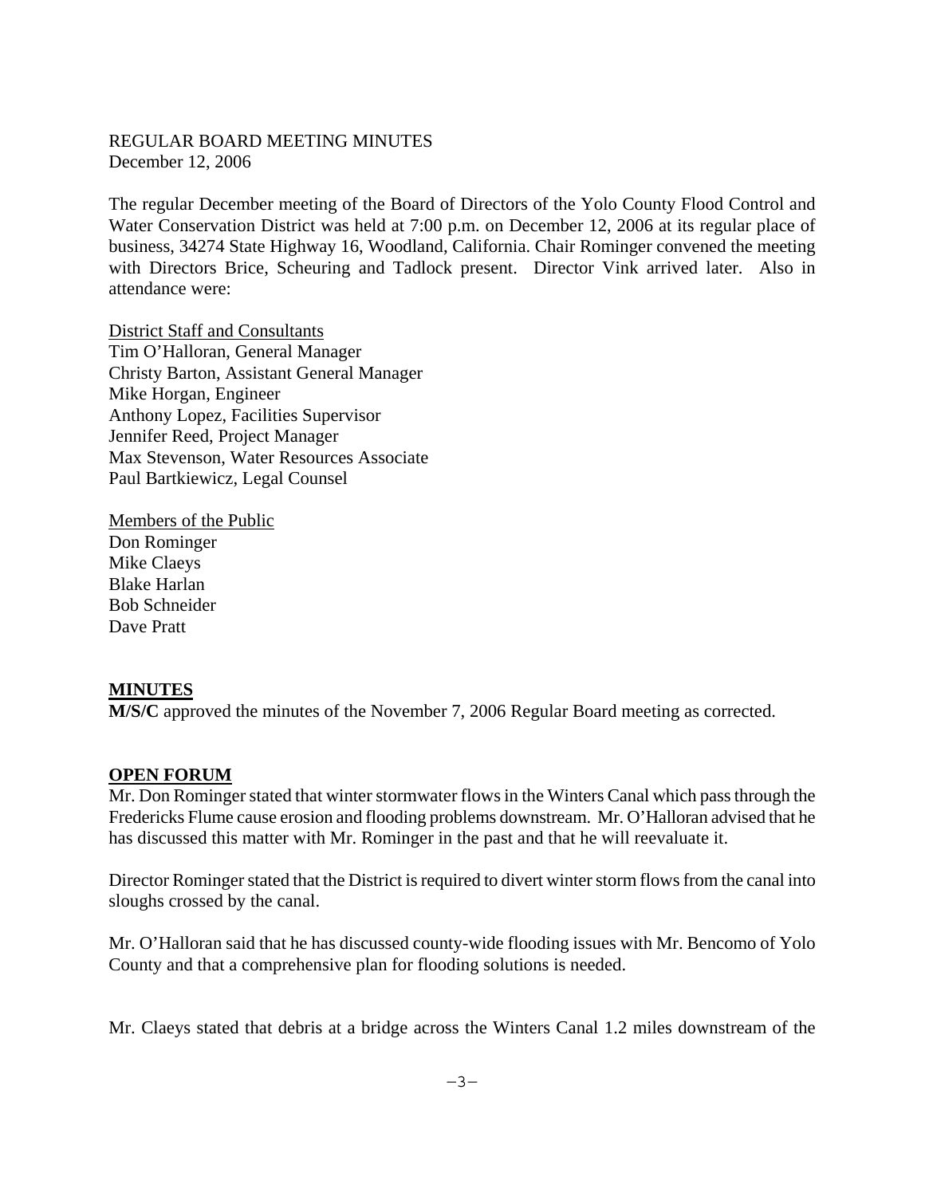REGULAR BOARD MEETING MINUTES
December 12, 2006

The regular December meeting of the Board of Directors of the Yolo County Flood Control and Water Conservation District was held at 7:00 p.m. on December 12, 2006 at its regular place of business, 34274 State Highway 16, Woodland, California. Chair Rominger convened the meeting with Directors Brice, Scheuring and Tadlock present. Director Vink arrived later. Also in attendance were:

District Staff and Consultants
Tim O'Halloran, General Manager
Christy Barton, Assistant General Manager
Mike Horgan, Engineer
Anthony Lopez, Facilities Supervisor
Jennifer Reed, Project Manager
Max Stevenson, Water Resources Associate
Paul Bartkiewicz, Legal Counsel

Members of the Public
Don Rominger
Mike Claeys
Blake Harlan
Bob Schneider
Dave Pratt

## MINUTES

**M/S/C** approved the minutes of the November 7, 2006 Regular Board meeting as corrected.

## OPEN FORUM

Mr. Don Rominger stated that winter stormwater flows in the Winters Canal which pass through the Fredericks Flume cause erosion and flooding problems downstream. Mr. O'Halloran advised that he has discussed this matter with Mr. Rominger in the past and that he will reevaluate it.

Director Rominger stated that the District is required to divert winter storm flows from the canal into sloughs crossed by the canal.

Mr. O'Halloran said that he has discussed county-wide flooding issues with Mr. Bencomo of Yolo County and that a comprehensive plan for flooding solutions is needed.

Mr. Claeys stated that debris at a bridge across the Winters Canal 1.2 miles downstream of the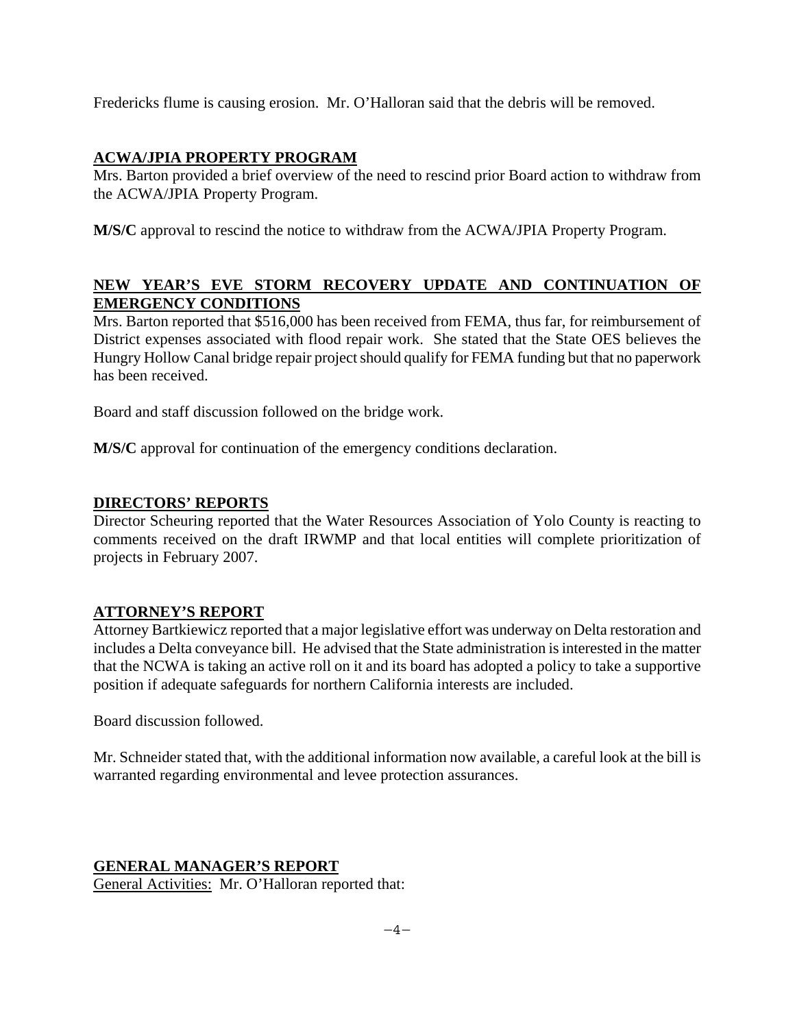Fredericks flume is causing erosion. Mr. O'Halloran said that the debris will be removed.

## ACWA/JPIA PROPERTY PROGRAM

Mrs. Barton provided a brief overview of the need to rescind prior Board action to withdraw from the ACWA/JPIA Property Program.

**M/S/C** approval to rescind the notice to withdraw from the ACWA/JPIA Property Program.

## NEW YEAR'S EVE STORM RECOVERY UPDATE AND CONTINUATION OF EMERGENCY CONDITIONS

Mrs. Barton reported that $516,000 has been received from FEMA, thus far, for reimbursement of District expenses associated with flood repair work. She stated that the State OES believes the Hungry Hollow Canal bridge repair project should qualify for FEMA funding but that no paperwork has been received.

Board and staff discussion followed on the bridge work.

**M/S/C** approval for continuation of the emergency conditions declaration.

## DIRECTORS' REPORTS

Director Scheuring reported that the Water Resources Association of Yolo County is reacting to comments received on the draft IRWMP and that local entities will complete prioritization of projects in February 2007.

## ATTORNEY'S REPORT

Attorney Bartkiewicz reported that a major legislative effort was underway on Delta restoration and includes a Delta conveyance bill. He advised that the State administration is interested in the matter that the NCWA is taking an active roll on it and its board has adopted a policy to take a supportive position if adequate safeguards for northern California interests are included.

Board discussion followed.

Mr. Schneider stated that, with the additional information now available, a careful look at the bill is warranted regarding environmental and levee protection assurances.

## GENERAL MANAGER'S REPORT

General Activities: Mr. O'Halloran reported that: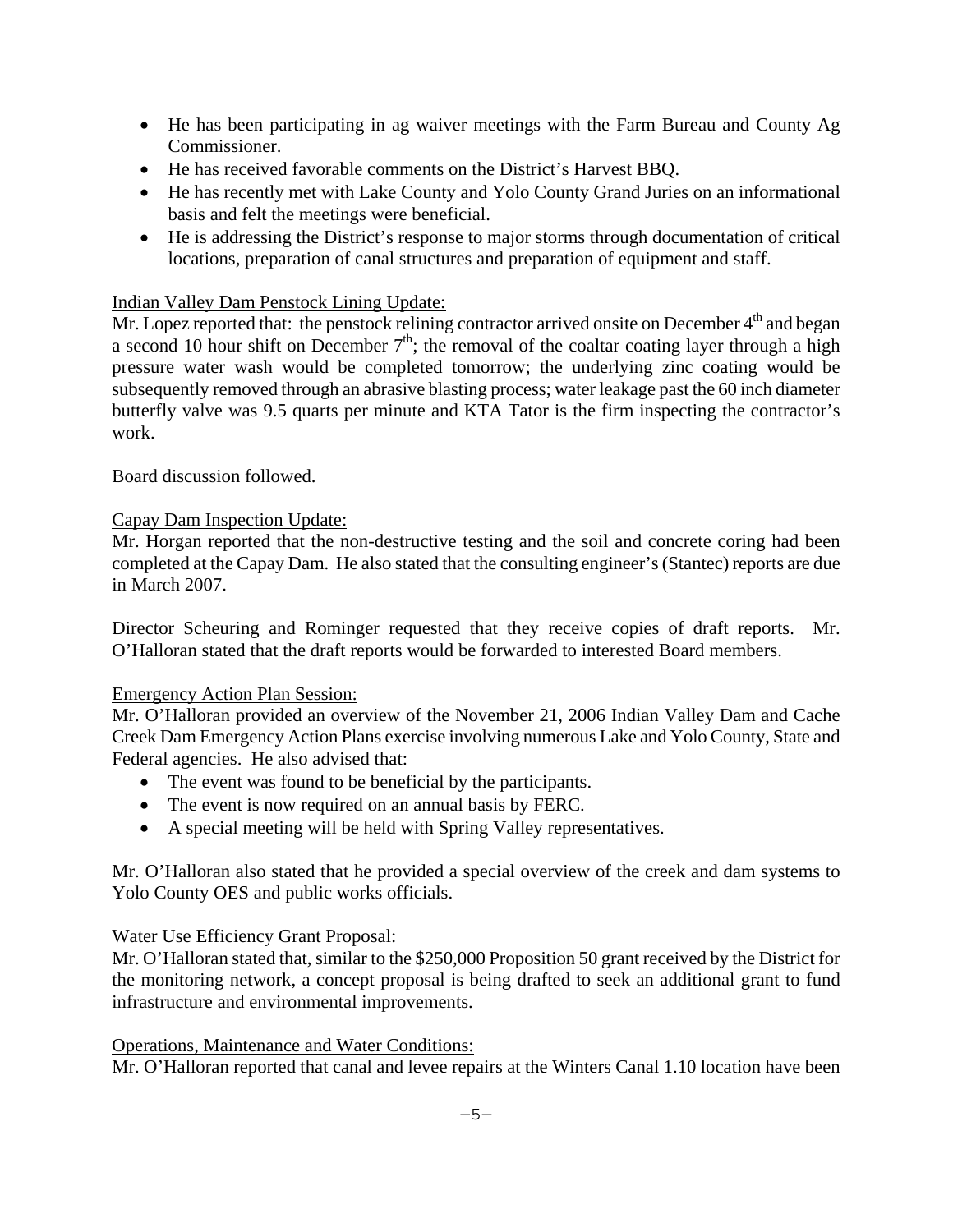- He has been participating in ag waiver meetings with the Farm Bureau and County Ag Commissioner.
- He has received favorable comments on the District's Harvest BBQ.
- He has recently met with Lake County and Yolo County Grand Juries on an informational basis and felt the meetings were beneficial.
- He is addressing the District's response to major storms through documentation of critical locations, preparation of canal structures and preparation of equipment and staff.

Indian Valley Dam Penstock Lining Update:

Mr. Lopez reported that: the penstock relining contractor arrived onsite on December 4th and began a second 10 hour shift on December 7th; the removal of the coaltar coating layer through a high pressure water wash would be completed tomorrow; the underlying zinc coating would be subsequently removed through an abrasive blasting process; water leakage past the 60 inch diameter butterfly valve was 9.5 quarts per minute and KTA Tator is the firm inspecting the contractor's work.

Board discussion followed.

Capay Dam Inspection Update:

Mr. Horgan reported that the non-destructive testing and the soil and concrete coring had been completed at the Capay Dam. He also stated that the consulting engineer's (Stantec) reports are due in March 2007.

Director Scheuring and Rominger requested that they receive copies of draft reports. Mr. O'Halloran stated that the draft reports would be forwarded to interested Board members.

Emergency Action Plan Session:

Mr. O'Halloran provided an overview of the November 21, 2006 Indian Valley Dam and Cache Creek Dam Emergency Action Plans exercise involving numerous Lake and Yolo County, State and Federal agencies. He also advised that:

- The event was found to be beneficial by the participants.
- The event is now required on an annual basis by FERC.
- A special meeting will be held with Spring Valley representatives.

Mr. O'Halloran also stated that he provided a special overview of the creek and dam systems to Yolo County OES and public works officials.

Water Use Efficiency Grant Proposal:

Mr. O'Halloran stated that, similar to the $250,000 Proposition 50 grant received by the District for the monitoring network, a concept proposal is being drafted to seek an additional grant to fund infrastructure and environmental improvements.

Operations, Maintenance and Water Conditions:

Mr. O'Halloran reported that canal and levee repairs at the Winters Canal 1.10 location have been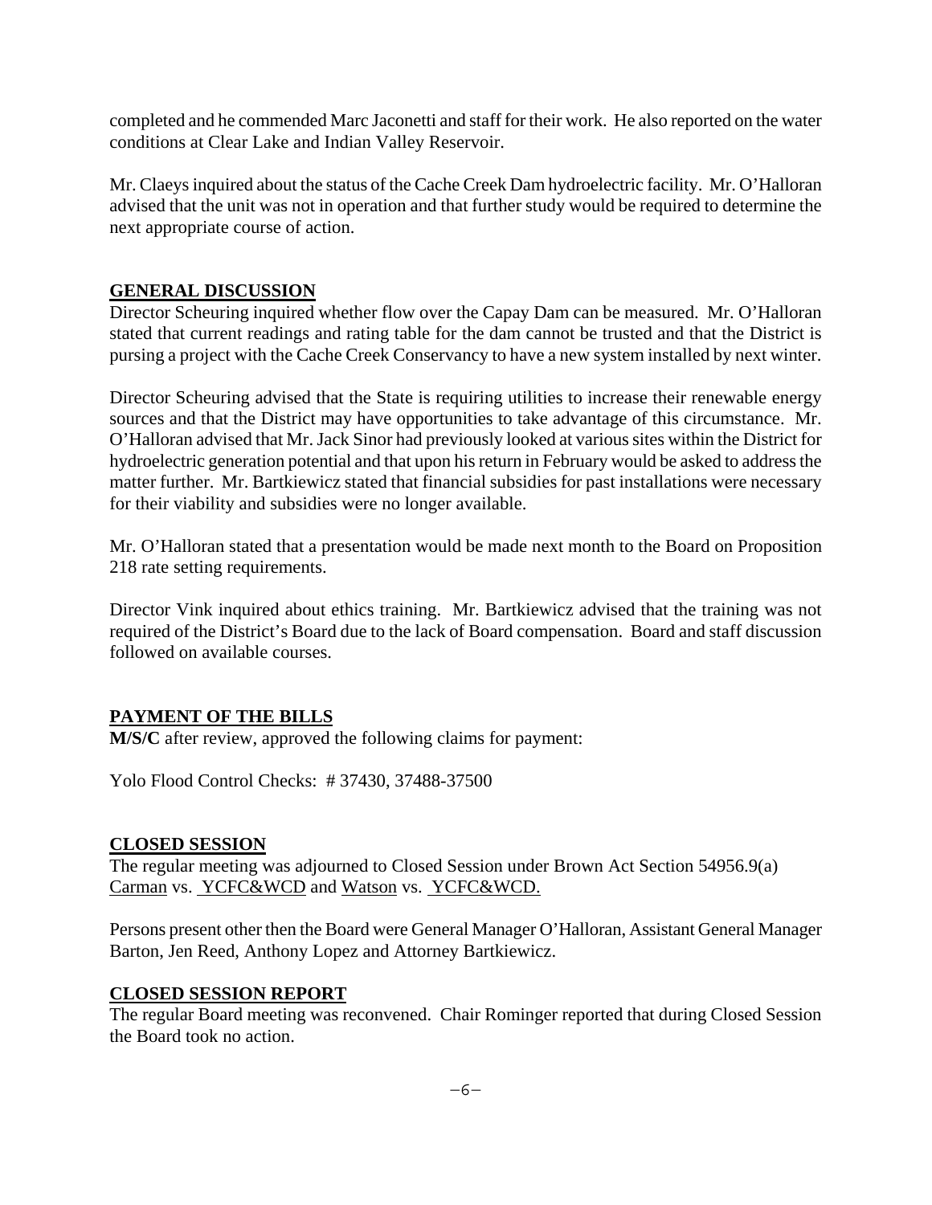completed and he commended Marc Jaconetti and staff for their work. He also reported on the water conditions at Clear Lake and Indian Valley Reservoir.

Mr. Claeys inquired about the status of the Cache Creek Dam hydroelectric facility. Mr. O'Halloran advised that the unit was not in operation and that further study would be required to determine the next appropriate course of action.

## GENERAL DISCUSSION

Director Scheuring inquired whether flow over the Capay Dam can be measured. Mr. O'Halloran stated that current readings and rating table for the dam cannot be trusted and that the District is pursing a project with the Cache Creek Conservancy to have a new system installed by next winter.

Director Scheuring advised that the State is requiring utilities to increase their renewable energy sources and that the District may have opportunities to take advantage of this circumstance. Mr. O'Halloran advised that Mr. Jack Sinor had previously looked at various sites within the District for hydroelectric generation potential and that upon his return in February would be asked to address the matter further. Mr. Bartkiewicz stated that financial subsidies for past installations were necessary for their viability and subsidies were no longer available.

Mr. O'Halloran stated that a presentation would be made next month to the Board on Proposition 218 rate setting requirements.

Director Vink inquired about ethics training. Mr. Bartkiewicz advised that the training was not required of the District's Board due to the lack of Board compensation. Board and staff discussion followed on available courses.

## PAYMENT OF THE BILLS

**M/S/C** after review, approved the following claims for payment:

Yolo Flood Control Checks: # 37430, 37488-37500

## CLOSED SESSION

The regular meeting was adjourned to Closed Session under Brown Act Section 54956.9(a) Carman vs. YCFC&WCD and Watson vs. YCFC&WCD.

Persons present other then the Board were General Manager O'Halloran, Assistant General Manager Barton, Jen Reed, Anthony Lopez and Attorney Bartkiewicz.

## CLOSED SESSION REPORT

The regular Board meeting was reconvened. Chair Rominger reported that during Closed Session the Board took no action.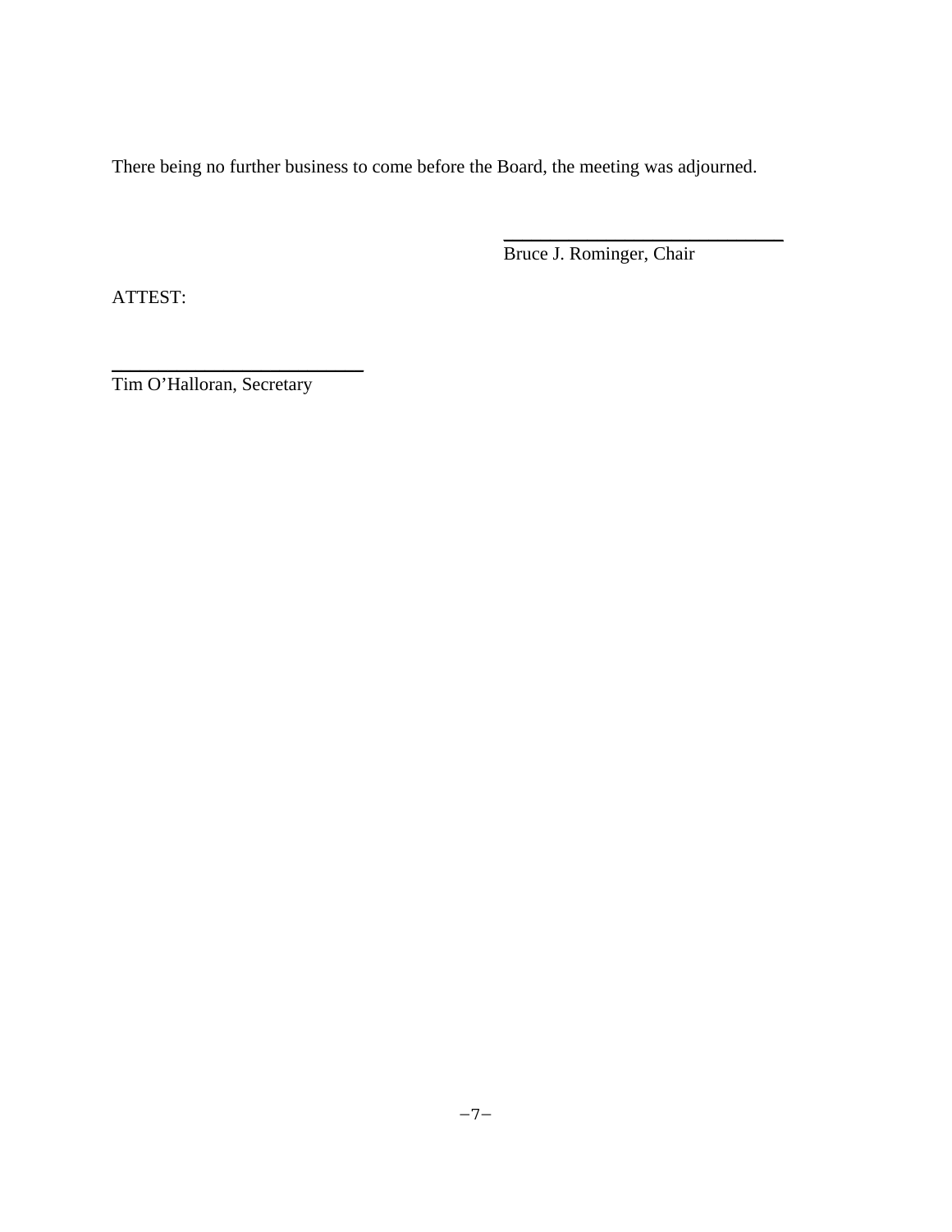There being no further business to come before the Board, the meeting was adjourned.

\_\_\_\_\_\_\_\_\_\_\_\_\_\_\_\_\_\_\_\_\_\_\_\_\_\_\_\_\_\_
Bruce J. Rominger, Chair

ATTEST:

\_\_\_\_\_\_\_\_\_\_\_\_\_\_\_\_\_\_\_\_\_\_\_\_\_\_\_\_\_\_
Tim O'Halloran, Secretary